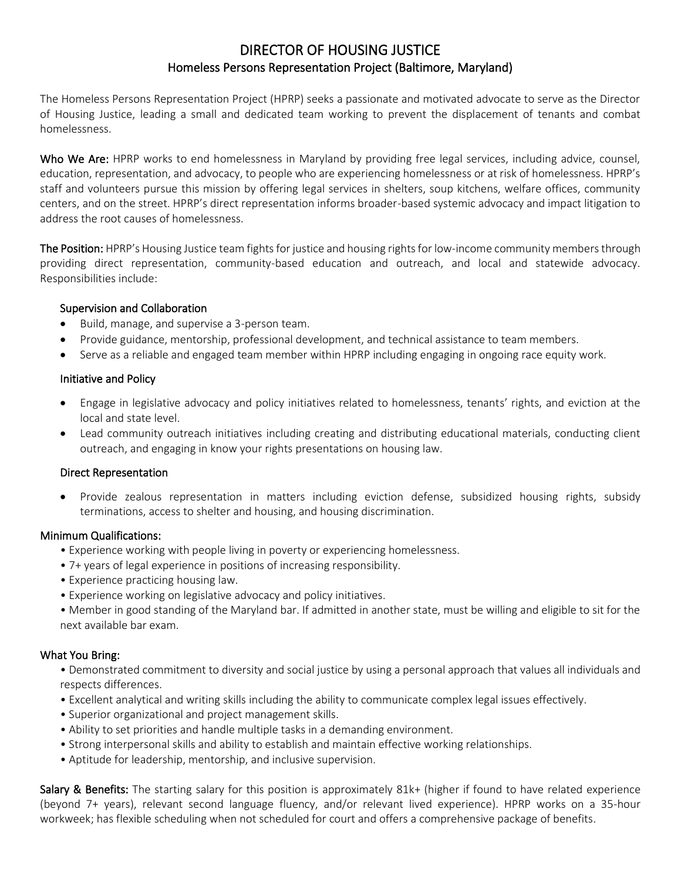# DIRECTOR OF HOUSING JUSTICE

## Homeless Persons Representation Project (Baltimore, Maryland)

The Homeless Persons Representation Project (HPRP) seeks a passionate and motivated advocate to serve as the Director of Housing Justice, leading a small and dedicated team working to prevent the displacement of tenants and combat homelessness.

**Who We Are:** HPRP works to end homelessness in Maryland by providing free legal services, including advice, counsel, education, representation, and advocacy, to people who are experiencing homelessness or at risk of homelessness. HPRP's staff and volunteers pursue this mission by offering legal services in shelters, soup kitchens, welfare offices, community centers, and on the street. HPRP's direct representation informs broader-based systemic advocacy and impact litigation to address the root causes of homelessness.

**The Position:** HPRP's Housing Justice team fights for justice and housing rights for low-income community members through providing direct representation, community-based education and outreach, and local and statewide advocacy. Responsibilities include:

### Supervision and Collaboration

- Build, manage, and supervise a 3-person team.
- Provide guidance, mentorship, professional development, and technical assistance to team members.
- Serve as a reliable and engaged team member within HPRP including engaging in ongoing race equity work.

### Initiative and Policy

- Engage in legislative advocacy and policy initiatives related to homelessness, tenants' rights, and eviction at the local and state level.
- Lead community outreach initiatives including creating and distributing educational materials, conducting client outreach, and engaging in know your rights presentations on housing law.

### Direct Representation

- Provide zealous representation in matters including eviction defense, subsidized housing rights, subsidy terminations, access to shelter and housing, and housing discrimination.

### Minimum Qualifications:

- Experience working with people living in poverty or experiencing homelessness.
- 7+ years of legal experience in positions of increasing responsibility.
- Experience practicing housing law.
- Experience working on legislative advocacy and policy initiatives.
- Member in good standing of the Maryland bar. If admitted in another state, must be willing and eligible to sit for the next available bar exam.

### What You Bring:

- Demonstrated commitment to diversity and social justice by using a personal approach that values all individuals and respects differences.
- Excellent analytical and writing skills including the ability to communicate complex legal issues effectively.
- Superior organizational and project management skills.
- Ability to set priorities and handle multiple tasks in a demanding environment.
- Strong interpersonal skills and ability to establish and maintain effective working relationships.
- Aptitude for leadership, mentorship, and inclusive supervision.

**Salary & Benefits:** The starting salary for this position is approximately 81k+ (higher if found to have related experience (beyond 7+ years), relevant second language fluency, and/or relevant lived experience). HPRP works on a 35-hour workweek; has flexible scheduling when not scheduled for court and offers a comprehensive package of benefits.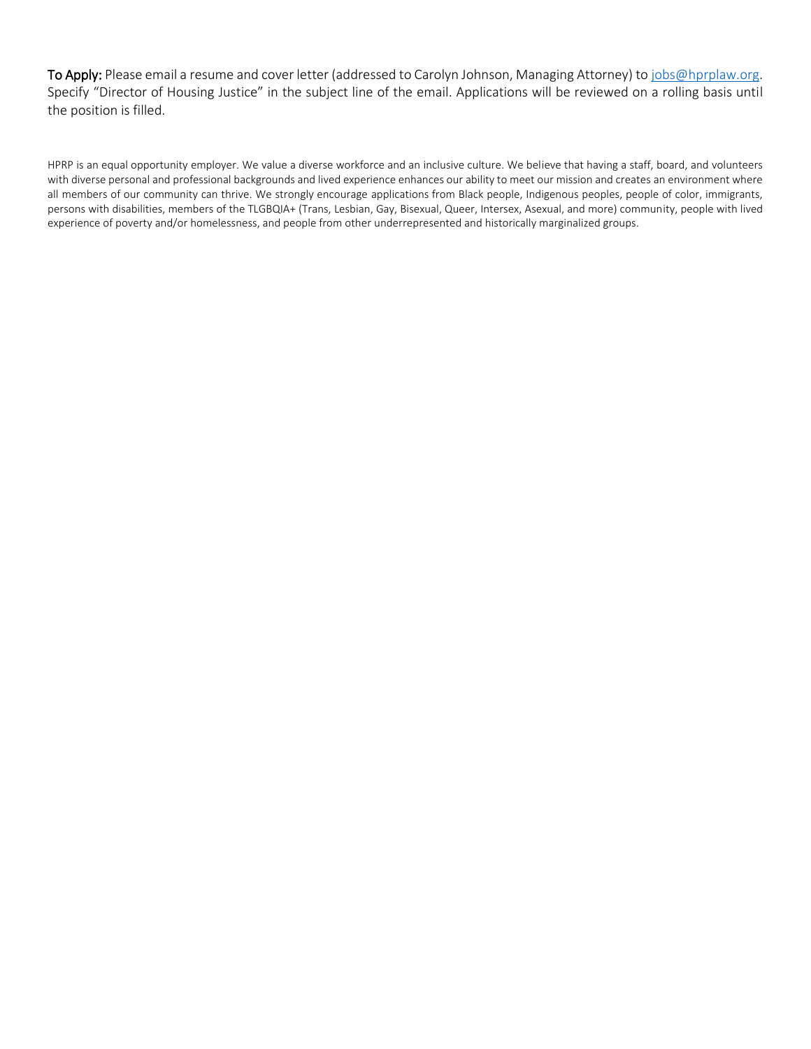**To Apply:** Please email a resume and cover letter (addressed to Carolyn Johnson, Managing Attorney) to jobs@hprplaw.org. Specify "Director of Housing Justice" in the subject line of the email. Applications will be reviewed on a rolling basis until the position is filled.

HPRP is an equal opportunity employer. We value a diverse workforce and an inclusive culture. We believe that having a staff, board, and volunteers with diverse personal and professional backgrounds and lived experience enhances our ability to meet our mission and creates an environment where all members of our community can thrive. We strongly encourage applications from Black people, Indigenous peoples, people of color, immigrants, persons with disabilities, members of the TLGBQIA+ (Trans, Lesbian, Gay, Bisexual, Queer, Intersex, Asexual, and more) community, people with lived experience of poverty and/or homelessness, and people from other underrepresented and historically marginalized groups.